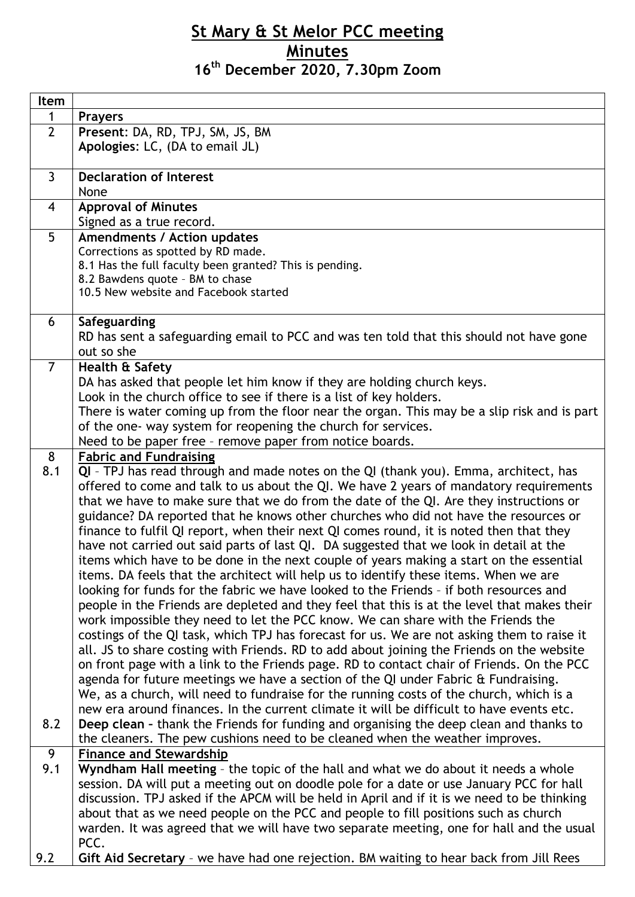# St Mary & St Melor PCC meeting

## Minutes

### 16th December 2020, 7.30pm Zoom

| Item | |
|---|---|
| 1 | **Prayers** |
| 2 | **Present**: DA, RD, TPJ, SM, JS, BM<br>**Apologies**: LC, (DA to email JL) |
| 3 | **Declaration of Interest**<br>None |
| 4 | **Approval of Minutes**<br>Signed as a true record. |
| 5 | **Amendments / Action updates**<br>Corrections as spotted by RD made.<br>8.1 Has the full faculty been granted? This is pending.<br>8.2 Bawdens quote – BM to chase<br>10.5 New website and Facebook started |
| 6 | **Safeguarding**<br>RD has sent a safeguarding email to PCC and was ten told that this should not have gone out so she |
| 7 | **Health & Safety**<br>DA has asked that people let him know if they are holding church keys.<br>Look in the church office to see if there is a list of key holders.<br>There is water coming up from the floor near the organ. This may be a slip risk and is part of the one- way system for reopening the church for services.<br>Need to be paper free – remove paper from notice boards. |
| 8 | **Fabric and Fundraising** |
| 8.1 | **QI** – TPJ has read through and made notes on the QI (thank you). Emma, architect, has offered to come and talk to us about the QI. We have 2 years of mandatory requirements that we have to make sure that we do from the date of the QI. Are they instructions or guidance? DA reported that he knows other churches who did not have the resources or finance to fulfil QI report, when their next QI comes round, it is noted then that they have not carried out said parts of last QI. DA suggested that we look in detail at the items which have to be done in the next couple of years making a start on the essential items. DA feels that the architect will help us to identify these items. When we are looking for funds for the fabric we have looked to the Friends – if both resources and people in the Friends are depleted and they feel that this is at the level that makes their work impossible they need to let the PCC know. We can share with the Friends the costings of the QI task, which TPJ has forecast for us. We are not asking them to raise it all. JS to share costing with Friends. RD to add about joining the Friends on the website on front page with a link to the Friends page. RD to contact chair of Friends. On the PCC agenda for future meetings we have a section of the QI under Fabric & Fundraising.<br>We, as a church, will need to fundraise for the running costs of the church, which is a new era around finances. In the current climate it will be difficult to have events etc. |
| 8.2 | **Deep clean** – thank the Friends for funding and organising the deep clean and thanks to the cleaners. The pew cushions need to be cleaned when the weather improves. |
| 9 | **Finance and Stewardship** |
| 9.1 | **Wyndham Hall meeting** – the topic of the hall and what we do about it needs a whole session. DA will put a meeting out on doodle pole for a date or use January PCC for hall discussion. TPJ asked if the APCM will be held in April and if it is we need to be thinking about that as we need people on the PCC and people to fill positions such as church warden. It was agreed that we will have two separate meeting, one for hall and the usual PCC. |
| 9.2 | **Gift Aid Secretary** – we have had one rejection. BM waiting to hear back from Jill Rees |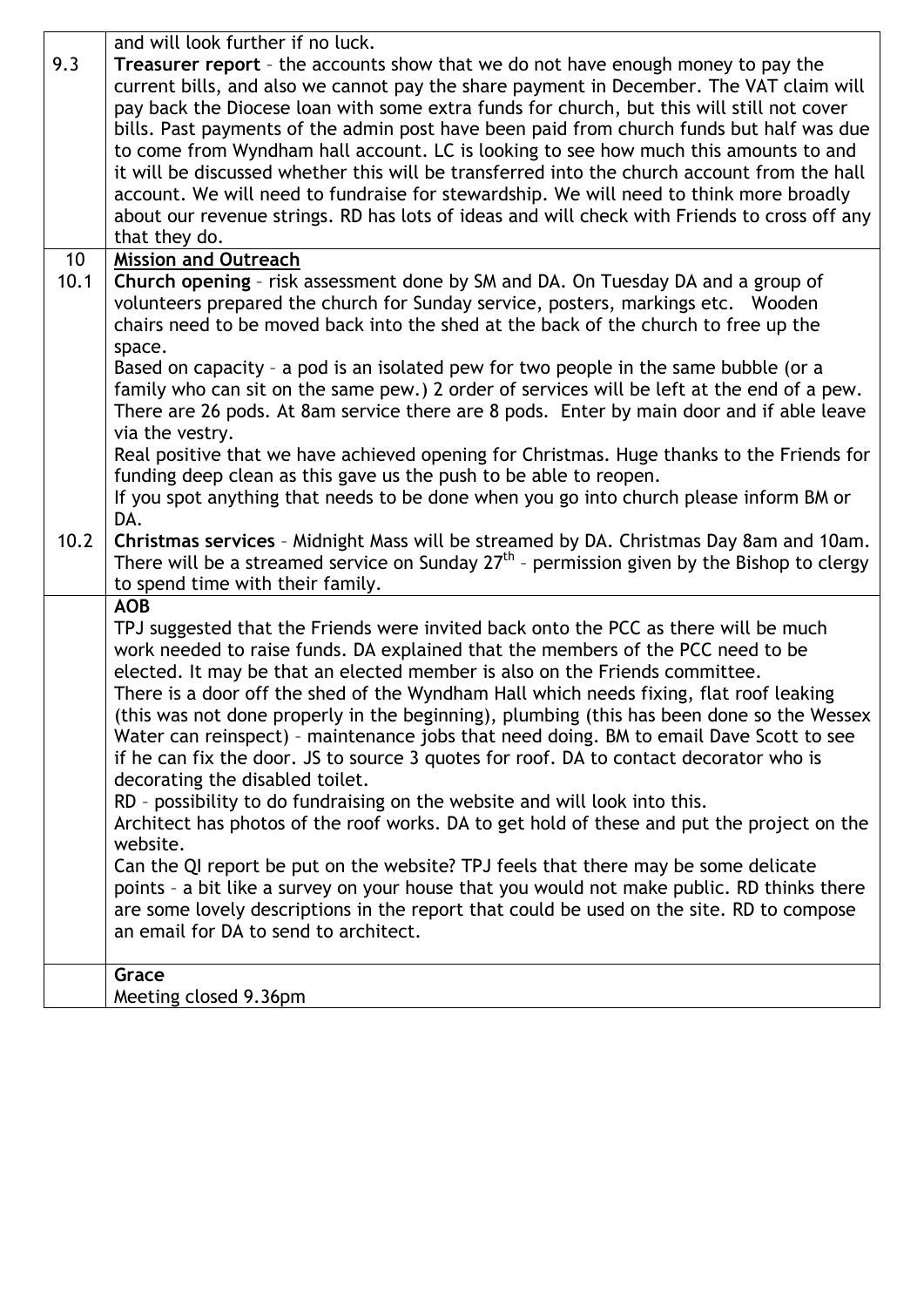| | |
|---|---|
| | and will look further if no luck. |
| 9.3 | **Treasurer report** – the accounts show that we do not have enough money to pay the current bills, and also we cannot pay the share payment in December. The VAT claim will pay back the Diocese loan with some extra funds for church, but this will still not cover bills. Past payments of the admin post have been paid from church funds but half was due to come from Wyndham hall account. LC is looking to see how much this amounts to and it will be discussed whether this will be transferred into the church account from the hall account. We will need to fundraise for stewardship. We will need to think more broadly about our revenue strings. RD has lots of ideas and will check with Friends to cross off any that they do. |
| 10 | **Mission and Outreach** |
| 10.1 | **Church opening** – risk assessment done by SM and DA. On Tuesday DA and a group of volunteers prepared the church for Sunday service, posters, markings etc. Wooden chairs need to be moved back into the shed at the back of the church to free up the space.<br>Based on capacity – a pod is an isolated pew for two people in the same bubble (or a family who can sit on the same pew.) 2 order of services will be left at the end of a pew. There are 26 pods. At 8am service there are 8 pods. Enter by main door and if able leave via the vestry.<br>Real positive that we have achieved opening for Christmas. Huge thanks to the Friends for funding deep clean as this gave us the push to be able to reopen.<br>If you spot anything that needs to be done when you go into church please inform BM or DA. |
| 10.2 | **Christmas services** – Midnight Mass will be streamed by DA. Christmas Day 8am and 10am. There will be a streamed service on Sunday 27th – permission given by the Bishop to clergy to spend time with their family. |
| | **AOB**<br>TPJ suggested that the Friends were invited back onto the PCC as there will be much work needed to raise funds. DA explained that the members of the PCC need to be elected. It may be that an elected member is also on the Friends committee.<br>There is a door off the shed of the Wyndham Hall which needs fixing, flat roof leaking (this was not done properly in the beginning), plumbing (this has been done so the Wessex Water can reinspect) – maintenance jobs that need doing. BM to email Dave Scott to see if he can fix the door. JS to source 3 quotes for roof. DA to contact decorator who is decorating the disabled toilet.<br>RD – possibility to do fundraising on the website and will look into this.<br>Architect has photos of the roof works. DA to get hold of these and put the project on the website.<br>Can the QI report be put on the website? TPJ feels that there may be some delicate points – a bit like a survey on your house that you would not make public. RD thinks there are some lovely descriptions in the report that could be used on the site. RD to compose an email for DA to send to architect. |
| | **Grace**<br>Meeting closed 9.36pm |